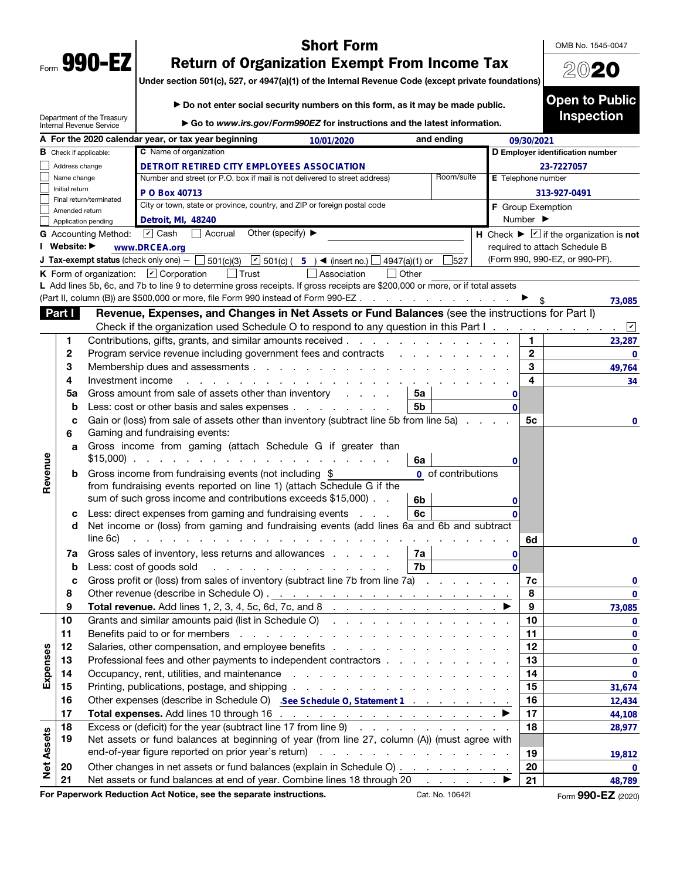Form **990-EZ**

Department of the Treasury
Internal Revenue Service

# Short Form
# Return of Organization Exempt From Income Tax

Under section 501(c), 527, or 4947(a)(1) of the Internal Revenue Code (except private foundations)

▶ Do not enter social security numbers on this form, as it may be made public.

▶ Go to *www.irs.gov/Form990EZ* for instructions and the latest information.

OMB No. 1545-0047

**2020**

**Open to Public Inspection**

**A** For the 2020 calendar year, or tax year beginning 10/01/2020 and ending 09/30/2021

**B** Check if applicable:
- ☐ Address change
- ☐ Name change
- ☐ Initial return
- ☐ Final return/terminated
- ☐ Amended return
- ☐ Application pending

**C** Name of organization: DETROIT RETIRED CITY EMPLOYEES ASSOCIATION

Number and street (or P.O. box if mail is not delivered to street address): P O Box 40713 | Room/suite:

City or town, state or province, country, and ZIP or foreign postal code: Detroit, MI, 48240

**D** Employer identification number: 23-7227057

**E** Telephone number: 313-927-0491

**F** Group Exemption Number ▶

**G** Accounting Method: ☑ Cash ☐ Accrual Other (specify) ▶

**H** Check ▶ ☑ if the organization is **not** required to attach Schedule B (Form 990, 990-EZ, or 990-PF).

**I** Website: ▶ www.DRCEA.org

**J** Tax-exempt status (check only one) — ☐ 501(c)(3) ☑ 501(c) ( 5 ) ◀ (insert no.) ☐ 4947(a)(1) or ☐ 527

**K** Form of organization: ☑ Corporation ☐ Trust ☐ Association ☐ Other

**L** Add lines 5b, 6c, and 7b to line 9 to determine gross receipts. If gross receipts are $200,000 or more, or if total assets (Part II, column (B)) are $500,000 or more, file Form 990 instead of Form 990-EZ ▶ $ 73,085

**Part I** **Revenue, Expenses, and Changes in Net Assets or Fund Balances** (see the instructions for Part I)

Check if the organization used Schedule O to respond to any question in this Part I ☑

| Section | Line | Description | | Sub-amount | Line | Amount |
|---|---|---|---|---|---|---|
| Revenue | 1 | Contributions, gifts, grants, and similar amounts received | | | 1 | 23,287 |
| | 2 | Program service revenue including government fees and contracts | | | 2 | 0 |
| | 3 | Membership dues and assessments | | | 3 | 49,764 |
| | 4 | Investment income | | | 4 | 34 |
| | 5a | Gross amount from sale of assets other than inventory | 5a | 0 | | |
| | b | Less: cost or other basis and sales expenses | 5b | 0 | | |
| | c | Gain or (loss) from sale of assets other than inventory (subtract line 5b from line 5a) | | | 5c | 0 |
| | 6 | Gaming and fundraising events: | | | | |
| | a | Gross income from gaming (attach Schedule G if greater than $15,000) | 6a | 0 | | |
| | b | Gross income from fundraising events (not including $ 0 of contributions from fundraising events reported on line 1) (attach Schedule G if the sum of such gross income and contributions exceeds $15,000) | 6b | 0 | | |
| | c | Less: direct expenses from gaming and fundraising events | 6c | 0 | | |
| | d | Net income or (loss) from gaming and fundraising events (add lines 6a and 6b and subtract line 6c) | | | 6d | 0 |
| | 7a | Gross sales of inventory, less returns and allowances | 7a | 0 | | |
| | b | Less: cost of goods sold | 7b | 0 | | |
| | c | Gross profit or (loss) from sales of inventory (subtract line 7b from line 7a) | | | 7c | 0 |
| | 8 | Other revenue (describe in Schedule O) | | | 8 | 0 |
| | 9 | **Total revenue.** Add lines 1, 2, 3, 4, 5c, 6d, 7c, and 8 ▶ | | | 9 | 73,085 |
| Expenses | 10 | Grants and similar amounts paid (list in Schedule O) | | | 10 | 0 |
| | 11 | Benefits paid to or for members | | | 11 | 0 |
| | 12 | Salaries, other compensation, and employee benefits | | | 12 | 0 |
| | 13 | Professional fees and other payments to independent contractors | | | 13 | 0 |
| | 14 | Occupancy, rent, utilities, and maintenance | | | 14 | 0 |
| | 15 | Printing, publications, postage, and shipping | | | 15 | 31,674 |
| | 16 | Other expenses (describe in Schedule O) See Schedule O, Statement 1 | | | 16 | 12,434 |
| | 17 | **Total expenses.** Add lines 10 through 16 ▶ | | | 17 | 44,108 |
| Net Assets | 18 | Excess or (deficit) for the year (subtract line 17 from line 9) | | | 18 | 28,977 |
| | 19 | Net assets or fund balances at beginning of year (from line 27, column (A)) (must agree with end-of-year figure reported on prior year's return) | | | 19 | 19,812 |
| | 20 | Other changes in net assets or fund balances (explain in Schedule O) | | | 20 | 0 |
| | 21 | Net assets or fund balances at end of year. Combine lines 18 through 20 ▶ | | | 21 | 48,789 |

**For Paperwork Reduction Act Notice, see the separate instructions.** Cat. No. 10642I Form **990-EZ** (2020)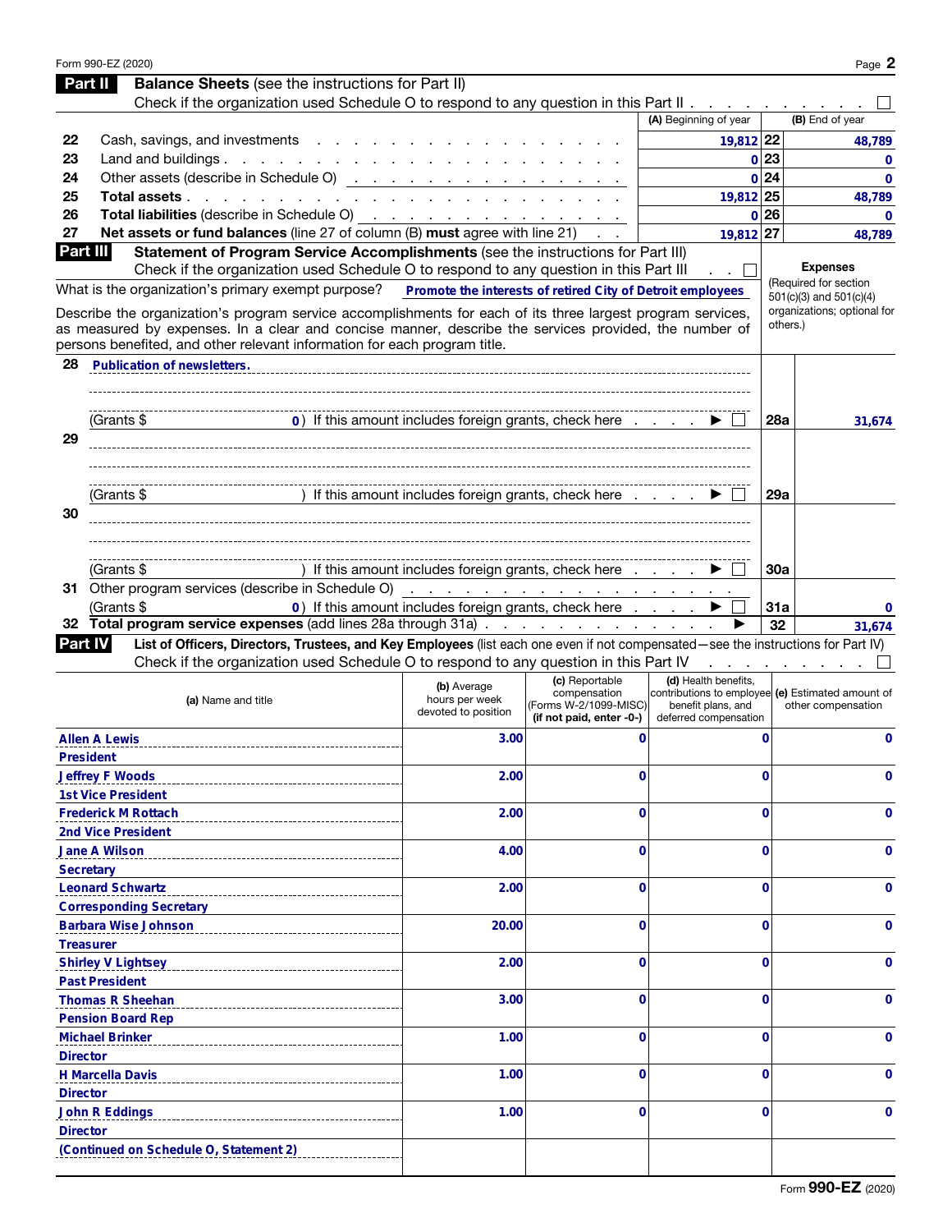Form 990-EZ (2020)

## Part II Balance Sheets (see the instructions for Part II)

Check if the organization used Schedule O to respond to any question in this Part II . . . ☐

| | | (A) Beginning of year | | (B) End of year |
|---|---|---|---|---|
| 22 | Cash, savings, and investments | 19,812 | 22 | 48,789 |
| 23 | Land and buildings | 0 | 23 | 0 |
| 24 | Other assets (describe in Schedule O) | 0 | 24 | 0 |
| 25 | **Total assets** | 19,812 | 25 | 48,789 |
| 26 | **Total liabilities** (describe in Schedule O) | 0 | 26 | 0 |
| 27 | **Net assets or fund balances** (line 27 of column (B) **must** agree with line 21) | 19,812 | 27 | 48,789 |

## Part III Statement of Program Service Accomplishments (see the instructions for Part III)

Check if the organization used Schedule O to respond to any question in this Part III . . ☐

What is the organization's primary exempt purpose? **Promote the interests of retired City of Detroit employees**

Describe the organization's program service accomplishments for each of its three largest program services, as measured by expenses. In a clear and concise manner, describe the services provided, the number of persons benefited, and other relevant information for each program title.

**Expenses** (Required for section 501(c)(3) and 501(c)(4) organizations; optional for others.)

| | | | |
|---|---|---|---|
| 28 | **Publication of newsletters.** (Grants $ 0) If this amount includes foreign grants, check here ▶ ☐ | 28a | 31,674 |
| 29 | (Grants $ ) If this amount includes foreign grants, check here ▶ ☐ | 29a | |
| 30 | (Grants $ ) If this amount includes foreign grants, check here ▶ ☐ | 30a | |
| 31 | Other program services (describe in Schedule O) (Grants $ 0) If this amount includes foreign grants, check here ▶ ☐ | 31a | 0 |
| 32 | **Total program service expenses** (add lines 28a through 31a) ▶ | 32 | 31,674 |

## Part IV List of Officers, Directors, Trustees, and Key Employees (list each one even if not compensated—see the instructions for Part IV)

Check if the organization used Schedule O to respond to any question in this Part IV . . . ☐

| (a) Name and title | (b) Average hours per week devoted to position | (c) Reportable compensation (Forms W-2/1099-MISC) (if not paid, enter -0-) | (d) Health benefits, contributions to employee benefit plans, and deferred compensation | (e) Estimated amount of other compensation |
|---|---|---|---|---|
| Allen A Lewis<br>President | 3.00 | 0 | 0 | 0 |
| Jeffrey F Woods<br>1st Vice President | 2.00 | 0 | 0 | 0 |
| Frederick M Rottach<br>2nd Vice President | 2.00 | 0 | 0 | 0 |
| Jane A Wilson<br>Secretary | 4.00 | 0 | 0 | 0 |
| Leonard Schwartz<br>Corresponding Secretary | 2.00 | 0 | 0 | 0 |
| Barbara Wise Johnson<br>Treasurer | 20.00 | 0 | 0 | 0 |
| Shirley V Lightsey<br>Past President | 2.00 | 0 | 0 | 0 |
| Thomas R Sheehan<br>Pension Board Rep | 3.00 | 0 | 0 | 0 |
| Michael Brinker<br>Director | 1.00 | 0 | 0 | 0 |
| H Marcella Davis<br>Director | 1.00 | 0 | 0 | 0 |
| John R Eddings<br>Director | 1.00 | 0 | 0 | 0 |
| (Continued on Schedule O, Statement 2) | | | | |

Form **990-EZ** (2020)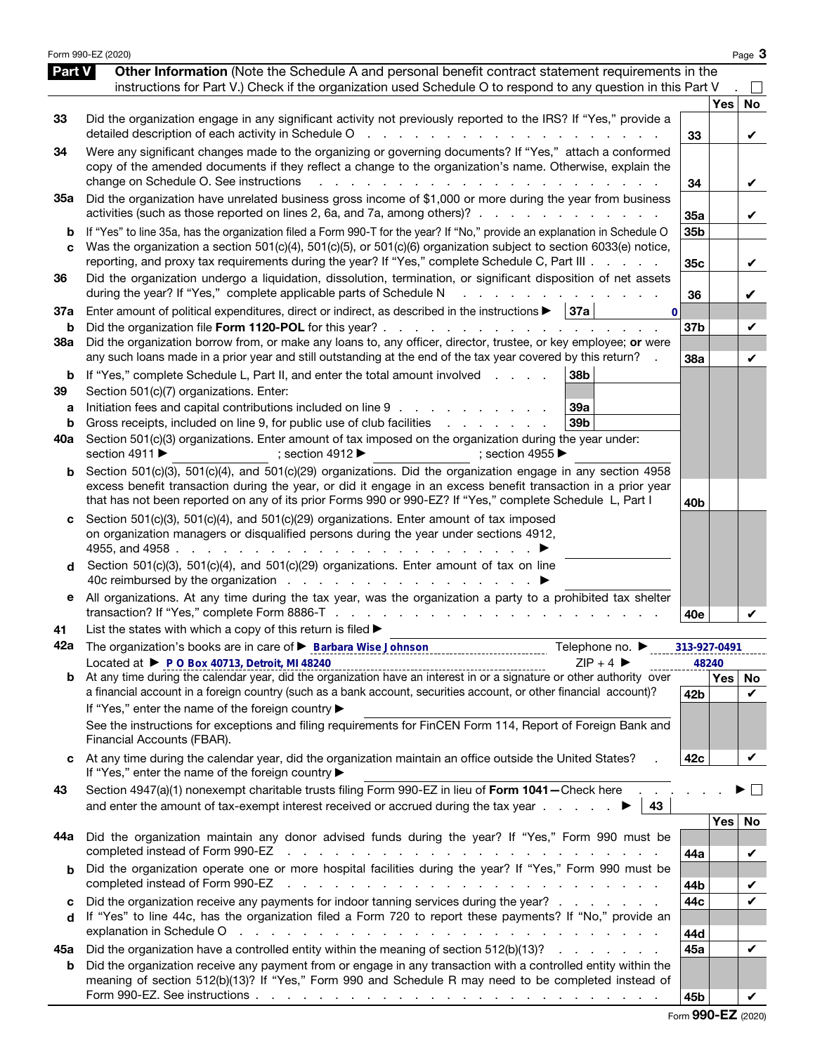Form 990-EZ (2020) Page **3**

## Part V — Other Information

(Note the Schedule A and personal benefit contract statement requirements in the instructions for Part V.) Check if the organization used Schedule O to respond to any question in this Part V . ☐

| | | Line | Yes | No |
|---|---|---|---|---|
| 33 | Did the organization engage in any significant activity not previously reported to the IRS? If "Yes," provide a detailed description of each activity in Schedule O | 33 | | ✔ |
| 34 | Were any significant changes made to the organizing or governing documents? If "Yes," attach a conformed copy of the amended documents if they reflect a change to the organization's name. Otherwise, explain the change on Schedule O. See instructions | 34 | | ✔ |
| 35a | Did the organization have unrelated business gross income of $1,000 or more during the year from business activities (such as those reported on lines 2, 6a, and 7a, among others)? | 35a | | ✔ |
| b | If "Yes" to line 35a, has the organization filed a Form 990-T for the year? If "No," provide an explanation in Schedule O | 35b | | |
| c | Was the organization a section 501(c)(4), 501(c)(5), or 501(c)(6) organization subject to section 6033(e) notice, reporting, and proxy tax requirements during the year? If "Yes," complete Schedule C, Part III | 35c | | ✔ |
| 36 | Did the organization undergo a liquidation, dissolution, termination, or significant disposition of net assets during the year? If "Yes," complete applicable parts of Schedule N | 36 | | ✔ |
| 37a | Enter amount of political expenditures, direct or indirect, as described in the instructions ▶ 37a 0 | | | |
| b | Did the organization file **Form 1120-POL** for this year? | 37b | | ✔ |
| 38a | Did the organization borrow from, or make any loans to, any officer, director, trustee, or key employee; **or** were any such loans made in a prior year and still outstanding at the end of the tax year covered by this return? | 38a | | ✔ |
| b | If "Yes," complete Schedule L, Part II, and enter the total amount involved 38b | | | |
| 39 | Section 501(c)(7) organizations. Enter: | | | |
| a | Initiation fees and capital contributions included on line 9 39a | | | |
| b | Gross receipts, included on line 9, for public use of club facilities 39b | | | |
| 40a | Section 501(c)(3) organizations. Enter amount of tax imposed on the organization during the year under: section 4911 ▶ ; section 4912 ▶ ; section 4955 ▶ | | | |
| b | Section 501(c)(3), 501(c)(4), and 501(c)(29) organizations. Did the organization engage in any section 4958 excess benefit transaction during the year, or did it engage in an excess benefit transaction in a prior year that has not been reported on any of its prior Forms 990 or 990-EZ? If "Yes," complete Schedule L, Part I | 40b | | |
| c | Section 501(c)(3), 501(c)(4), and 501(c)(29) organizations. Enter amount of tax imposed on organization managers or disqualified persons during the year under sections 4912, 4955, and 4958 ▶ | | | |
| d | Section 501(c)(3), 501(c)(4), and 501(c)(29) organizations. Enter amount of tax on line 40c reimbursed by the organization ▶ | | | |
| e | All organizations. At any time during the tax year, was the organization a party to a prohibited tax shelter transaction? If "Yes," complete Form 8886-T | 40e | | ✔ |
| 41 | List the states with which a copy of this return is filed ▶ | | | |
| 42a | The organization's books are in care of ▶ Barbara Wise Johnson Telephone no. ▶ 313-927-0491 | | | |
| | Located at ▶ P O Box 40713, Detroit, MI 48240 ZIP + 4 ▶ 48240 | | | |
| b | At any time during the calendar year, did the organization have an interest in or a signature or other authority over a financial account in a foreign country (such as a bank account, securities account, or other financial account)? If "Yes," enter the name of the foreign country ▶ See the instructions for exceptions and filing requirements for FinCEN Form 114, Report of Foreign Bank and Financial Accounts (FBAR). | 42b | | ✔ |
| c | At any time during the calendar year, did the organization maintain an office outside the United States? If "Yes," enter the name of the foreign country ▶ | 42c | | ✔ |
| 43 | Section 4947(a)(1) nonexempt charitable trusts filing Form 990-EZ in lieu of **Form 1041**—Check here ▶ ☐ and enter the amount of tax-exempt interest received or accrued during the tax year ▶ 43 | | | |
| 44a | Did the organization maintain any donor advised funds during the year? If "Yes," Form 990 must be completed instead of Form 990-EZ | 44a | | ✔ |
| b | Did the organization operate one or more hospital facilities during the year? If "Yes," Form 990 must be completed instead of Form 990-EZ | 44b | | ✔ |
| c | Did the organization receive any payments for indoor tanning services during the year? | 44c | | ✔ |
| d | If "Yes" to line 44c, has the organization filed a Form 720 to report these payments? If "No," provide an explanation in Schedule O | 44d | | |
| 45a | Did the organization have a controlled entity within the meaning of section 512(b)(13)? | 45a | | ✔ |
| b | Did the organization receive any payment from or engage in any transaction with a controlled entity within the meaning of section 512(b)(13)? If "Yes," Form 990 and Schedule R may need to be completed instead of Form 990-EZ. See instructions | 45b | | ✔ |

Form **990-EZ** (2020)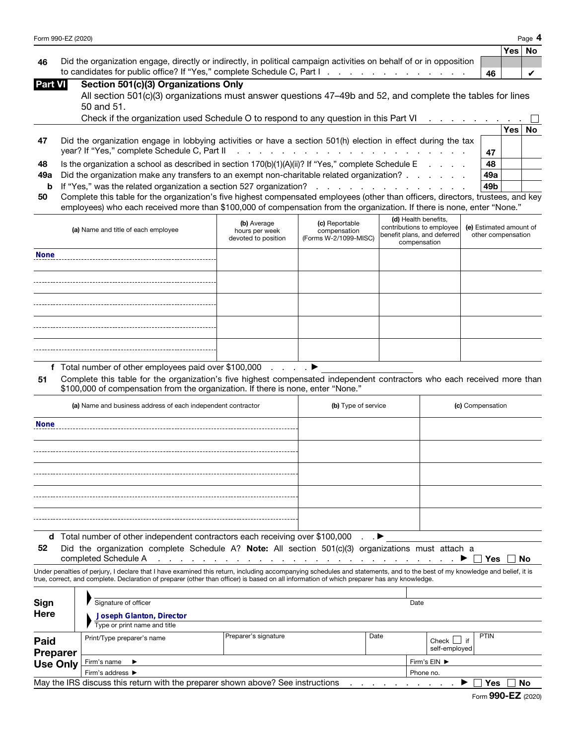| | | | Yes | No |
|---|---|---|---|---|
| 46 | Did the organization engage, directly or indirectly, in political campaign activities on behalf of or in opposition to candidates for public office? If "Yes," complete Schedule C, Part I | 46 | | ✔ |

## Part VI Section 501(c)(3) Organizations Only

All section 501(c)(3) organizations must answer questions 47–49b and 52, and complete the tables for lines 50 and 51.

Check if the organization used Schedule O to respond to any question in this Part VI ☐

| | | | Yes | No |
|---|---|---|---|---|
| 47 | Did the organization engage in lobbying activities or have a section 501(h) election in effect during the tax year? If "Yes," complete Schedule C, Part II | 47 | | |
| 48 | Is the organization a school as described in section 170(b)(1)(A)(ii)? If "Yes," complete Schedule E | 48 | | |
| 49a | Did the organization make any transfers to an exempt non-charitable related organization? | 49a | | |
| b | If "Yes," was the related organization a section 527 organization? | 49b | | |

**50** Complete this table for the organization's five highest compensated employees (other than officers, directors, trustees, and key employees) who each received more than $100,000 of compensation from the organization. If there is none, enter "None."

| (a) Name and title of each employee | (b) Average hours per week devoted to position | (c) Reportable compensation (Forms W-2/1099-MISC) | (d) Health benefits, contributions to employee benefit plans, and deferred compensation | (e) Estimated amount of other compensation |
|---|---|---|---|---|
| None | | | | |
| | | | | |
| | | | | |
| | | | | |
| | | | | |

**f** Total number of other employees paid over $100,000 ▶

**51** Complete this table for the organization's five highest compensated independent contractors who each received more than $100,000 of compensation from the organization. If there is none, enter "None."

| (a) Name and business address of each independent contractor | (b) Type of service | (c) Compensation |
|---|---|---|
| None | | |
| | | |
| | | |
| | | |
| | | |

**d** Total number of other independent contractors each receiving over $100,000 ▶

**52** Did the organization complete Schedule A? **Note:** All section 501(c)(3) organizations must attach a completed Schedule A ▶ ☐ Yes ☐ No

Under penalties of perjury, I declare that I have examined this return, including accompanying schedules and statements, and to the best of my knowledge and belief, it is true, correct, and complete. Declaration of preparer (other than officer) is based on all information of which preparer has any knowledge.

**Sign Here**

Signature of officer | Date

Joseph Glanton, Director

Type or print name and title

| **Paid Preparer Use Only** | Print/Type preparer's name | Preparer's signature | Date | Check ☐ if self-employed | PTIN |
|---|---|---|---|---|---|
| | Firm's name ▶ | | | Firm's EIN ▶ | |
| | Firm's address ▶ | | | Phone no. | |

May the IRS discuss this return with the preparer shown above? See instructions ▶ ☐ Yes ☐ No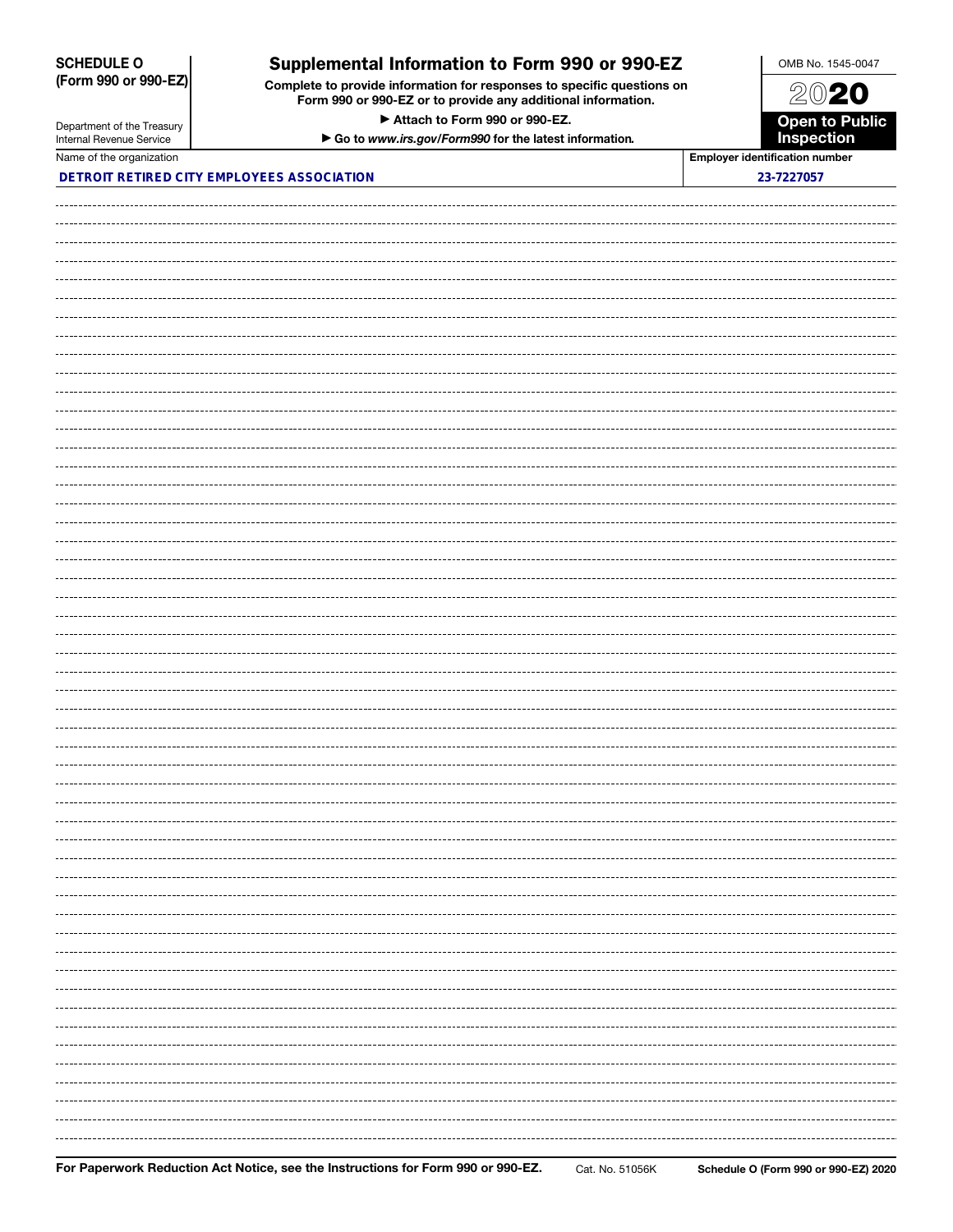**SCHEDULE O (Form 990 or 990-EZ)**

Department of the Treasury
Internal Revenue Service

# Supplemental Information to Form 990 or 990-EZ

**Complete to provide information for responses to specific questions on Form 990 or 990-EZ or to provide any additional information.**

**▶ Attach to Form 990 or 990-EZ.**

**▶ Go to *www.irs.gov/Form990* for the latest information.**

OMB No. 1545-0047

**2020**

**Open to Public Inspection**

| Name of the organization | Employer identification number |
|---|---|
| DETROIT RETIRED CITY EMPLOYEES ASSOCIATION | 23-7227057 |

**For Paperwork Reduction Act Notice, see the Instructions for Form 990 or 990-EZ.** Cat. No. 51056K **Schedule O (Form 990 or 990-EZ) 2020**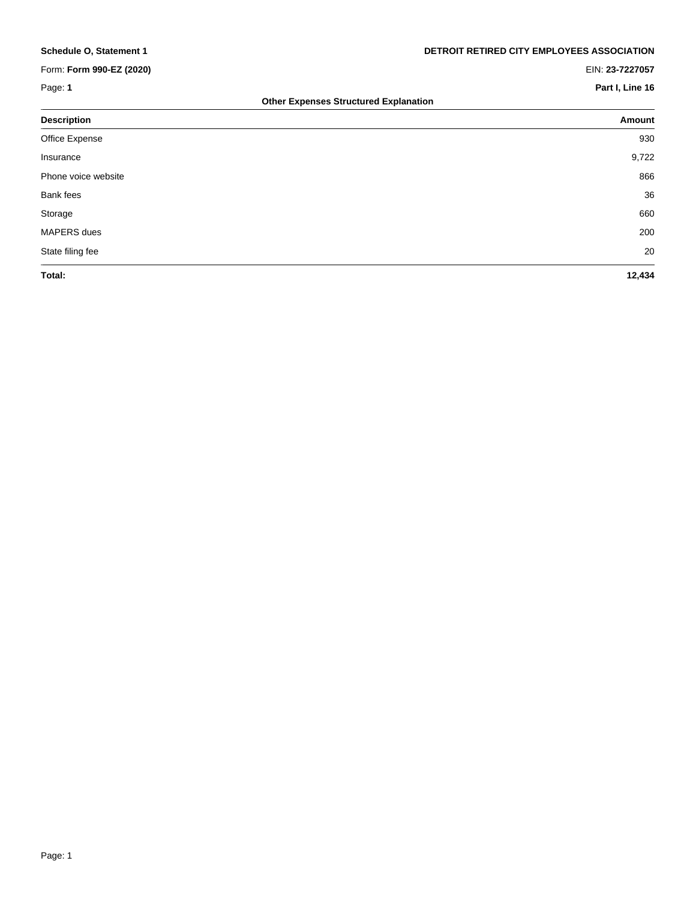**Schedule O, Statement 1** | **DETROIT RETIRED CITY EMPLOYEES ASSOCIATION**

Form: **Form 990-EZ (2020)** | EIN: **23-7227057**

Page: **1** | **Part I, Line 16**

### Other Expenses Structured Explanation

| Description | Amount |
|---|---:|
| Office Expense | 930 |
| Insurance | 9,722 |
| Phone voice website | 866 |
| Bank fees | 36 |
| Storage | 660 |
| MAPERS dues | 200 |
| State filing fee | 20 |
| **Total:** | **12,434** |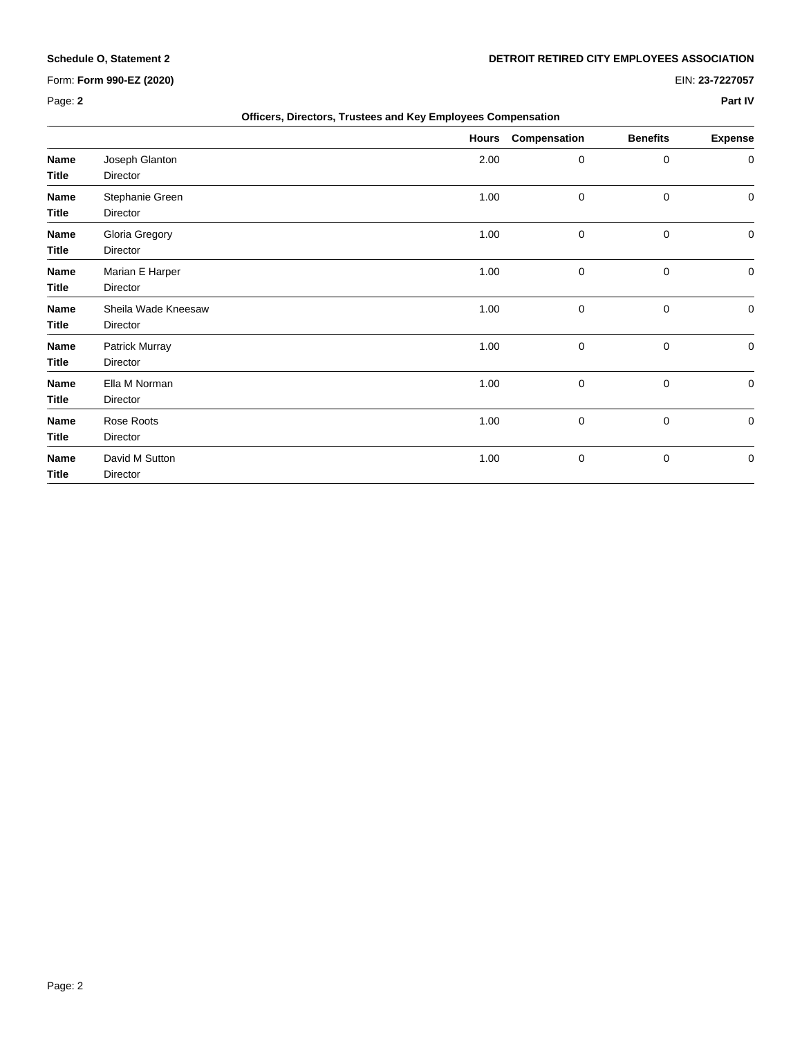**Schedule O, Statement 2**

Form: **Form 990-EZ (2020)**

Page: **2**

**DETROIT RETIRED CITY EMPLOYEES ASSOCIATION**

EIN: **23-7227057**

**Part IV**

### Officers, Directors, Trustees and Key Employees Compensation

| | | Hours | Compensation | Benefits | Expense |
|---|---|---|---|---|---|
| **Name** | Joseph Glanton | 2.00 | 0 | 0 | 0 |
| **Title** | Director | | | | |
| **Name** | Stephanie Green | 1.00 | 0 | 0 | 0 |
| **Title** | Director | | | | |
| **Name** | Gloria Gregory | 1.00 | 0 | 0 | 0 |
| **Title** | Director | | | | |
| **Name** | Marian E Harper | 1.00 | 0 | 0 | 0 |
| **Title** | Director | | | | |
| **Name** | Sheila Wade Kneesaw | 1.00 | 0 | 0 | 0 |
| **Title** | Director | | | | |
| **Name** | Patrick Murray | 1.00 | 0 | 0 | 0 |
| **Title** | Director | | | | |
| **Name** | Ella M Norman | 1.00 | 0 | 0 | 0 |
| **Title** | Director | | | | |
| **Name** | Rose Roots | 1.00 | 0 | 0 | 0 |
| **Title** | Director | | | | |
| **Name** | David M Sutton | 1.00 | 0 | 0 | 0 |
| **Title** | Director | | | | |